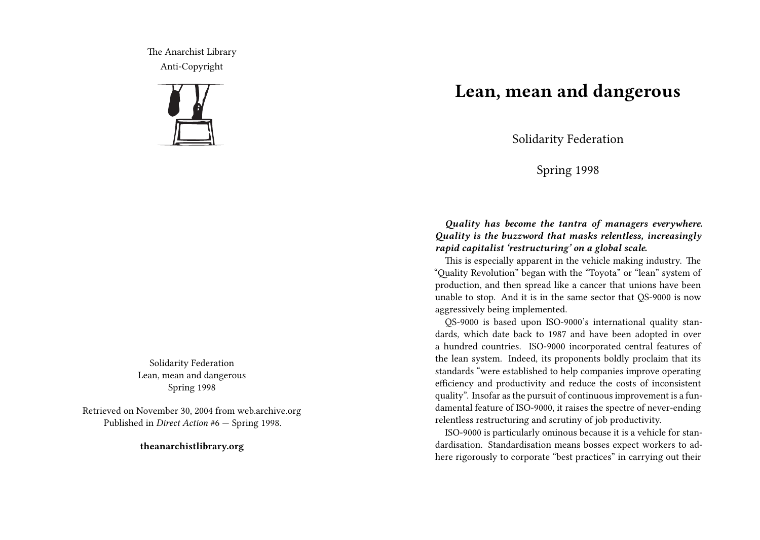The Anarchist Library
Anti-Copyright

Solidarity Federation
Lean, mean and dangerous
Spring 1998

Retrieved on November 30, 2004 from web.archive.org
Published in *Direct Action* #6 — Spring 1998.

**theanarchistlibrary.org**

# Lean, mean and dangerous

Solidarity Federation

Spring 1998

***Quality has become the tantra of managers everywhere. Quality is the buzzword that masks relentless, increasingly rapid capitalist 'restructuring' on a global scale.***

This is especially apparent in the vehicle making industry. The "Quality Revolution" began with the "Toyota" or "lean" system of production, and then spread like a cancer that unions have been unable to stop. And it is in the same sector that QS-9000 is now aggressively being implemented.

QS-9000 is based upon ISO-9000's international quality standards, which date back to 1987 and have been adopted in over a hundred countries. ISO-9000 incorporated central features of the lean system. Indeed, its proponents boldly proclaim that its standards "were established to help companies improve operating efficiency and productivity and reduce the costs of inconsistent quality". Insofar as the pursuit of continuous improvement is a fundamental feature of ISO-9000, it raises the spectre of never-ending relentless restructuring and scrutiny of job productivity.

ISO-9000 is particularly ominous because it is a vehicle for standardisation. Standardisation means bosses expect workers to adhere rigorously to corporate "best practices" in carrying out their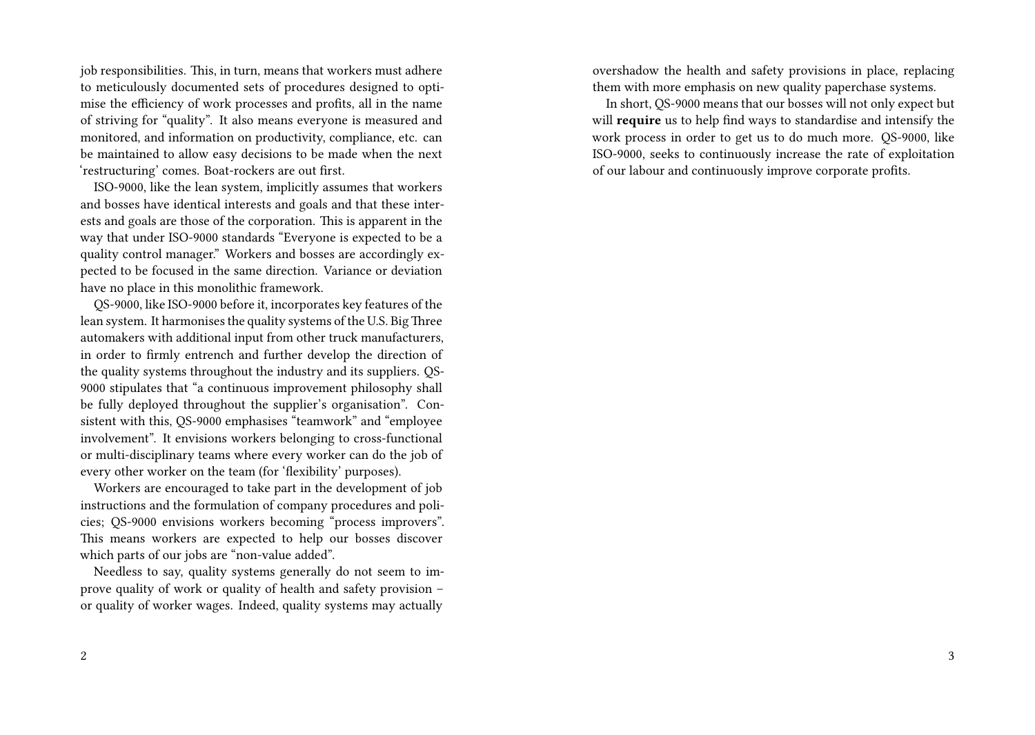job responsibilities. This, in turn, means that workers must adhere to meticulously documented sets of procedures designed to optimise the efficiency of work processes and profits, all in the name of striving for "quality". It also means everyone is measured and monitored, and information on productivity, compliance, etc. can be maintained to allow easy decisions to be made when the next 'restructuring' comes. Boat-rockers are out first.

ISO-9000, like the lean system, implicitly assumes that workers and bosses have identical interests and goals and that these interests and goals are those of the corporation. This is apparent in the way that under ISO-9000 standards "Everyone is expected to be a quality control manager." Workers and bosses are accordingly expected to be focused in the same direction. Variance or deviation have no place in this monolithic framework.

QS-9000, like ISO-9000 before it, incorporates key features of the lean system. It harmonises the quality systems of the U.S. Big Three automakers with additional input from other truck manufacturers, in order to firmly entrench and further develop the direction of the quality systems throughout the industry and its suppliers. QS-9000 stipulates that "a continuous improvement philosophy shall be fully deployed throughout the supplier's organisation". Consistent with this, QS-9000 emphasises "teamwork" and "employee involvement". It envisions workers belonging to cross-functional or multi-disciplinary teams where every worker can do the job of every other worker on the team (for 'flexibility' purposes).

Workers are encouraged to take part in the development of job instructions and the formulation of company procedures and policies; QS-9000 envisions workers becoming "process improvers". This means workers are expected to help our bosses discover which parts of our jobs are "non-value added".

Needless to say, quality systems generally do not seem to improve quality of work or quality of health and safety provision – or quality of worker wages. Indeed, quality systems may actually overshadow the health and safety provisions in place, replacing them with more emphasis on new quality paperchase systems.

In short, QS-9000 means that our bosses will not only expect but will **require** us to help find ways to standardise and intensify the work process in order to get us to do much more. QS-9000, like ISO-9000, seeks to continuously increase the rate of exploitation of our labour and continuously improve corporate profits.